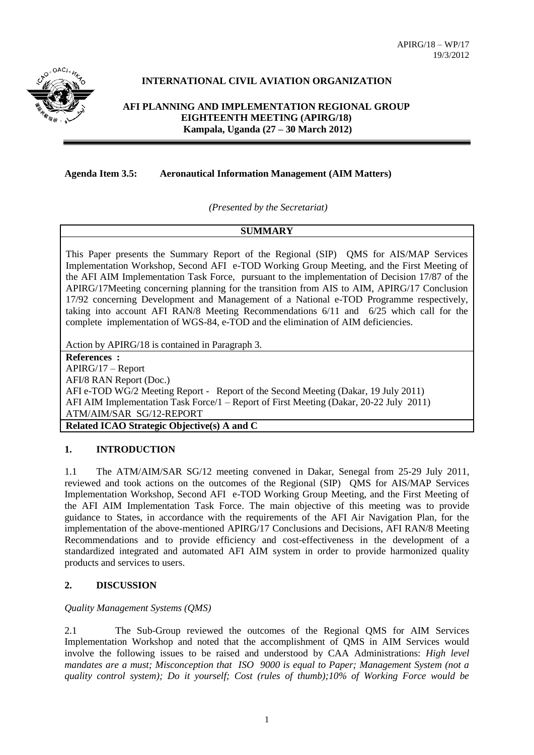APIRG/18 – WP/17
19/3/2012

**INTERNATIONAL CIVIL AVIATION ORGANIZATION**

**AFI PLANNING AND IMPLEMENTATION REGIONAL GROUP**
**EIGHTEENTH MEETING (APIRG/18)**
**Kampala, Uganda (27 – 30 March 2012)**

**Agenda Item 3.5: Aeronautical Information Management (AIM Matters)**

*(Presented by the Secretariat)*

| **SUMMARY** |
|---|
| This Paper presents the Summary Report of the Regional (SIP) QMS for AIS/MAP Services Implementation Workshop, Second AFI e-TOD Working Group Meeting, and the First Meeting of the AFI AIM Implementation Task Force, pursuant to the implementation of Decision 17/87 of the APIRG/17Meeting concerning planning for the transition from AIS to AIM, APIRG/17 Conclusion 17/92 concerning Development and Management of a National e-TOD Programme respectively, taking into account AFI RAN/8 Meeting Recommendations 6/11 and 6/25 which call for the complete implementation of WGS-84, e-TOD and the elimination of AIM deficiencies.<br><br>Action by APIRG/18 is contained in Paragraph 3. |
| **References :**<br>APIRG/17 – Report<br>AFI/8 RAN Report (Doc.)<br>AFI e-TOD WG/2 Meeting Report - Report of the Second Meeting (Dakar, 19 July 2011)<br>AFI AIM Implementation Task Force/1 – Report of First Meeting (Dakar, 20-22 July 2011)<br>ATM/AIM/SAR SG/12-REPORT |
| **Related ICAO Strategic Objective(s) A and C** |

## 1. INTRODUCTION

1.1 The ATM/AIM/SAR SG/12 meeting convened in Dakar, Senegal from 25-29 July 2011, reviewed and took actions on the outcomes of the Regional (SIP) QMS for AIS/MAP Services Implementation Workshop, Second AFI e-TOD Working Group Meeting, and the First Meeting of the AFI AIM Implementation Task Force. The main objective of this meeting was to provide guidance to States, in accordance with the requirements of the AFI Air Navigation Plan, for the implementation of the above-mentioned APIRG/17 Conclusions and Decisions, AFI RAN/8 Meeting Recommendations and to provide efficiency and cost-effectiveness in the development of a standardized integrated and automated AFI AIM system in order to provide harmonized quality products and services to users.

## 2. DISCUSSION

*Quality Management Systems (QMS)*

2.1 The Sub-Group reviewed the outcomes of the Regional QMS for AIM Services Implementation Workshop and noted that the accomplishment of QMS in AIM Services would involve the following issues to be raised and understood by CAA Administrations: *High level mandates are a must; Misconception that ISO 9000 is equal to Paper; Management System (not a quality control system); Do it yourself; Cost (rules of thumb);10% of Working Force would be*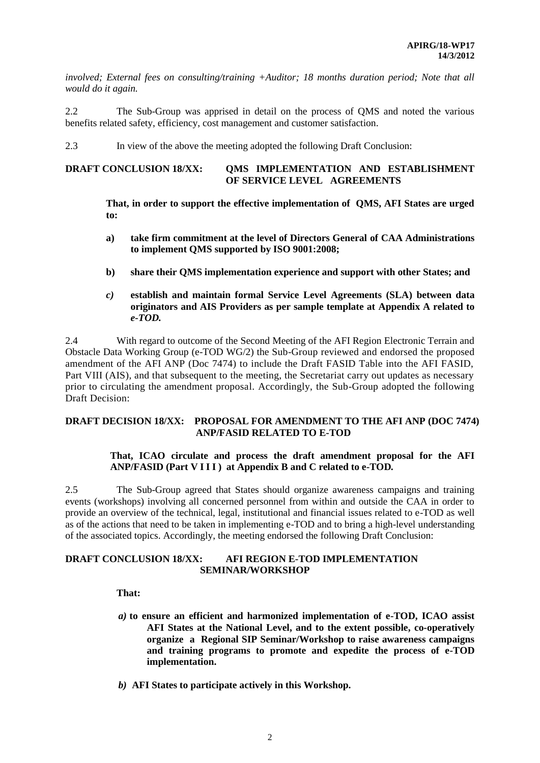*involved; External fees on consulting/training +Auditor; 18 months duration period; Note that all would do it again.*

2.2 The Sub-Group was apprised in detail on the process of QMS and noted the various benefits related safety, efficiency, cost management and customer satisfaction.

2.3 In view of the above the meeting adopted the following Draft Conclusion:

**DRAFT CONCLUSION 18/XX: QMS IMPLEMENTATION AND ESTABLISHMENT OF SERVICE LEVEL AGREEMENTS**

> **That, in order to support the effective implementation of QMS, AFI States are urged to:**
>
> **a) take firm commitment at the level of Directors General of CAA Administrations to implement QMS supported by ISO 9001:2008;**
>
> **b) share their QMS implementation experience and support with other States; and**
>
> ***c)* establish and maintain formal Service Level Agreements (SLA) between data originators and AIS Providers as per sample template at Appendix A related to *e-TOD.***

2.4 With regard to outcome of the Second Meeting of the AFI Region Electronic Terrain and Obstacle Data Working Group (e-TOD WG/2) the Sub-Group reviewed and endorsed the proposed amendment of the AFI ANP (Doc 7474) to include the Draft FASID Table into the AFI FASID, Part VIII (AIS), and that subsequent to the meeting, the Secretariat carry out updates as necessary prior to circulating the amendment proposal. Accordingly, the Sub-Group adopted the following Draft Decision:

**DRAFT DECISION 18/XX: PROPOSAL FOR AMENDMENT TO THE AFI ANP (DOC 7474) ANP/FASID RELATED TO E-TOD**

> **That, ICAO circulate and process the draft amendment proposal for the AFI ANP/FASID (Part V I I I ) at Appendix B and C related to e-TOD.**

2.5 The Sub-Group agreed that States should organize awareness campaigns and training events (workshops) involving all concerned personnel from within and outside the CAA in order to provide an overview of the technical, legal, institutional and financial issues related to e-TOD as well as of the actions that need to be taken in implementing e-TOD and to bring a high-level understanding of the associated topics. Accordingly, the meeting endorsed the following Draft Conclusion:

**DRAFT CONCLUSION 18/XX: AFI REGION E-TOD IMPLEMENTATION SEMINAR/WORKSHOP**

> **That:**
>
> ***a)* to ensure an efficient and harmonized implementation of e-TOD, ICAO assist AFI States at the National Level, and to the extent possible, co-operatively organize a Regional SIP Seminar/Workshop to raise awareness campaigns and training programs to promote and expedite the process of e-TOD implementation.**
>
> ***b)* AFI States to participate actively in this Workshop.**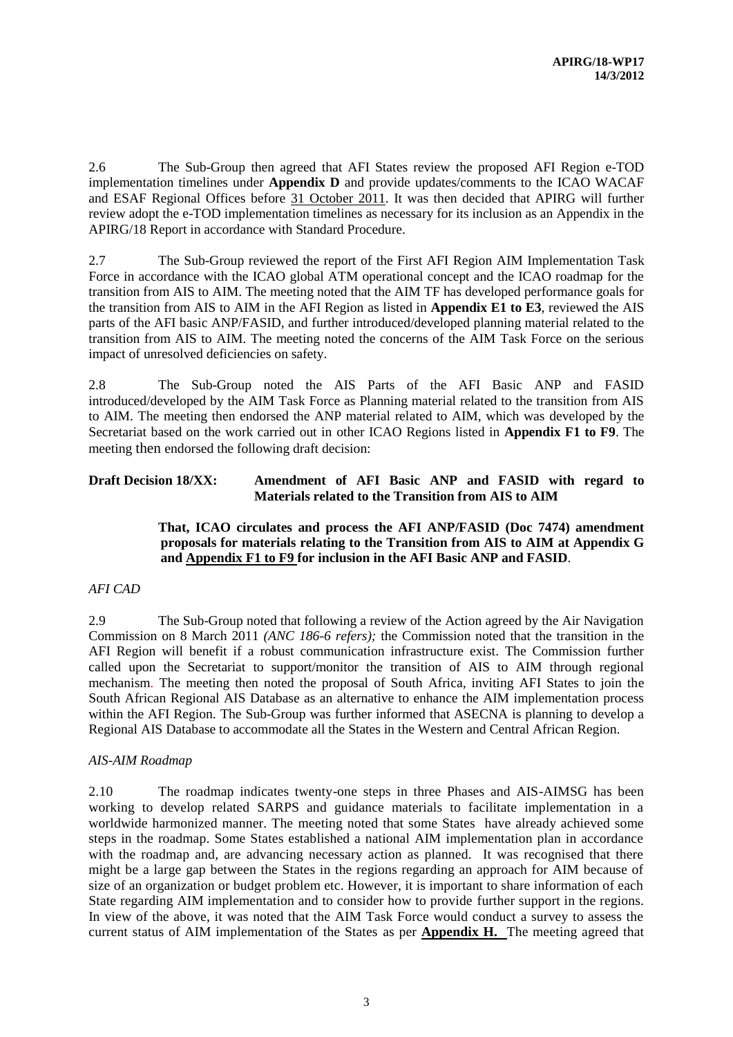2.6 The Sub-Group then agreed that AFI States review the proposed AFI Region e-TOD implementation timelines under **Appendix D** and provide updates/comments to the ICAO WACAF and ESAF Regional Offices before 31 October 2011. It was then decided that APIRG will further review adopt the e-TOD implementation timelines as necessary for its inclusion as an Appendix in the APIRG/18 Report in accordance with Standard Procedure.

2.7 The Sub-Group reviewed the report of the First AFI Region AIM Implementation Task Force in accordance with the ICAO global ATM operational concept and the ICAO roadmap for the transition from AIS to AIM. The meeting noted that the AIM TF has developed performance goals for the transition from AIS to AIM in the AFI Region as listed in **Appendix E1 to E3**, reviewed the AIS parts of the AFI basic ANP/FASID, and further introduced/developed planning material related to the transition from AIS to AIM. The meeting noted the concerns of the AIM Task Force on the serious impact of unresolved deficiencies on safety.

2.8 The Sub-Group noted the AIS Parts of the AFI Basic ANP and FASID introduced/developed by the AIM Task Force as Planning material related to the transition from AIS to AIM. The meeting then endorsed the ANP material related to AIM, which was developed by the Secretariat based on the work carried out in other ICAO Regions listed in **Appendix F1 to F9**. The meeting then endorsed the following draft decision:

**Draft Decision 18/XX: Amendment of AFI Basic ANP and FASID with regard to Materials related to the Transition from AIS to AIM**

**That, ICAO circulates and process the AFI ANP/FASID (Doc 7474) amendment proposals for materials relating to the Transition from AIS to AIM at Appendix G and Appendix F1 to F9 for inclusion in the AFI Basic ANP and FASID**.

*AFI CAD*

2.9 The Sub-Group noted that following a review of the Action agreed by the Air Navigation Commission on 8 March 2011 *(ANC 186-6 refers);* the Commission noted that the transition in the AFI Region will benefit if a robust communication infrastructure exist. The Commission further called upon the Secretariat to support/monitor the transition of AIS to AIM through regional mechanism. The meeting then noted the proposal of South Africa, inviting AFI States to join the South African Regional AIS Database as an alternative to enhance the AIM implementation process within the AFI Region. The Sub-Group was further informed that ASECNA is planning to develop a Regional AIS Database to accommodate all the States in the Western and Central African Region.

*AIS-AIM Roadmap*

2.10 The roadmap indicates twenty-one steps in three Phases and AIS-AIMSG has been working to develop related SARPS and guidance materials to facilitate implementation in a worldwide harmonized manner. The meeting noted that some States have already achieved some steps in the roadmap. Some States established a national AIM implementation plan in accordance with the roadmap and, are advancing necessary action as planned. It was recognised that there might be a large gap between the States in the regions regarding an approach for AIM because of size of an organization or budget problem etc. However, it is important to share information of each State regarding AIM implementation and to consider how to provide further support in the regions. In view of the above, it was noted that the AIM Task Force would conduct a survey to assess the current status of AIM implementation of the States as per **Appendix H.** The meeting agreed that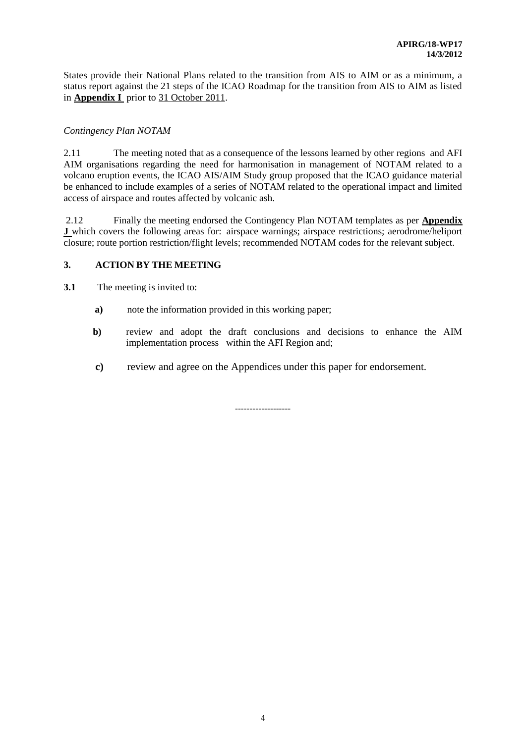States provide their National Plans related to the transition from AIS to AIM or as a minimum, a status report against the 21 steps of the ICAO Roadmap for the transition from AIS to AIM as listed in **Appendix I** prior to 31 October 2011.

*Contingency Plan NOTAM*

2.11 The meeting noted that as a consequence of the lessons learned by other regions and AFI AIM organisations regarding the need for harmonisation in management of NOTAM related to a volcano eruption events, the ICAO AIS/AIM Study group proposed that the ICAO guidance material be enhanced to include examples of a series of NOTAM related to the operational impact and limited access of airspace and routes affected by volcanic ash.

2.12 Finally the meeting endorsed the Contingency Plan NOTAM templates as per **Appendix J** which covers the following areas for: airspace warnings; airspace restrictions; aerodrome/heliport closure; route portion restriction/flight levels; recommended NOTAM codes for the relevant subject.

## 3. ACTION BY THE MEETING

**3.1** The meeting is invited to:

**a)** note the information provided in this working paper;

**b)** review and adopt the draft conclusions and decisions to enhance the AIM implementation process within the AFI Region and;

**c)** review and agree on the Appendices under this paper for endorsement.

-------------------